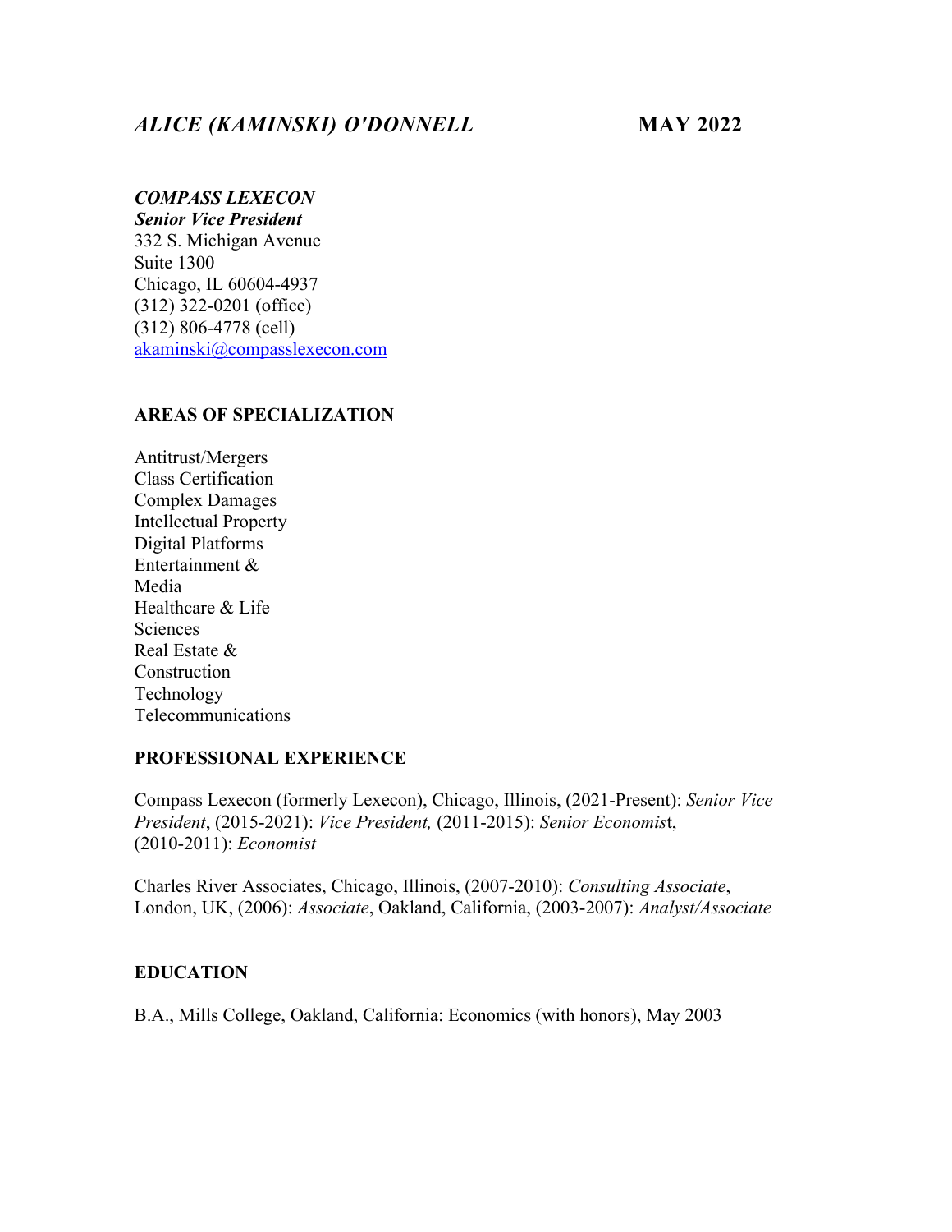# *ALICE (KAMINSKI) O'DONNELL* **MAY 2022**

***COMPASS LEXECON***
***Senior Vice President***
332 S. Michigan Avenue
Suite 1300
Chicago, IL 60604-4937
(312) 322-0201 (office)
(312) 806-4778 (cell)
akaminski@compasslexecon.com

## AREAS OF SPECIALIZATION

Antitrust/Mergers
Class Certification
Complex Damages
Intellectual Property
Digital Platforms
Entertainment & Media
Healthcare & Life Sciences
Real Estate & Construction
Technology
Telecommunications

## PROFESSIONAL EXPERIENCE

Compass Lexecon (formerly Lexecon), Chicago, Illinois, (2021-Present): *Senior Vice President*, (2015-2021): *Vice President,* (2011-2015): *Senior Economist*, (2010-2011): *Economist*

Charles River Associates, Chicago, Illinois, (2007-2010): *Consulting Associate*, London, UK, (2006): *Associate*, Oakland, California, (2003-2007): *Analyst/Associate*

## EDUCATION

B.A., Mills College, Oakland, California: Economics (with honors), May 2003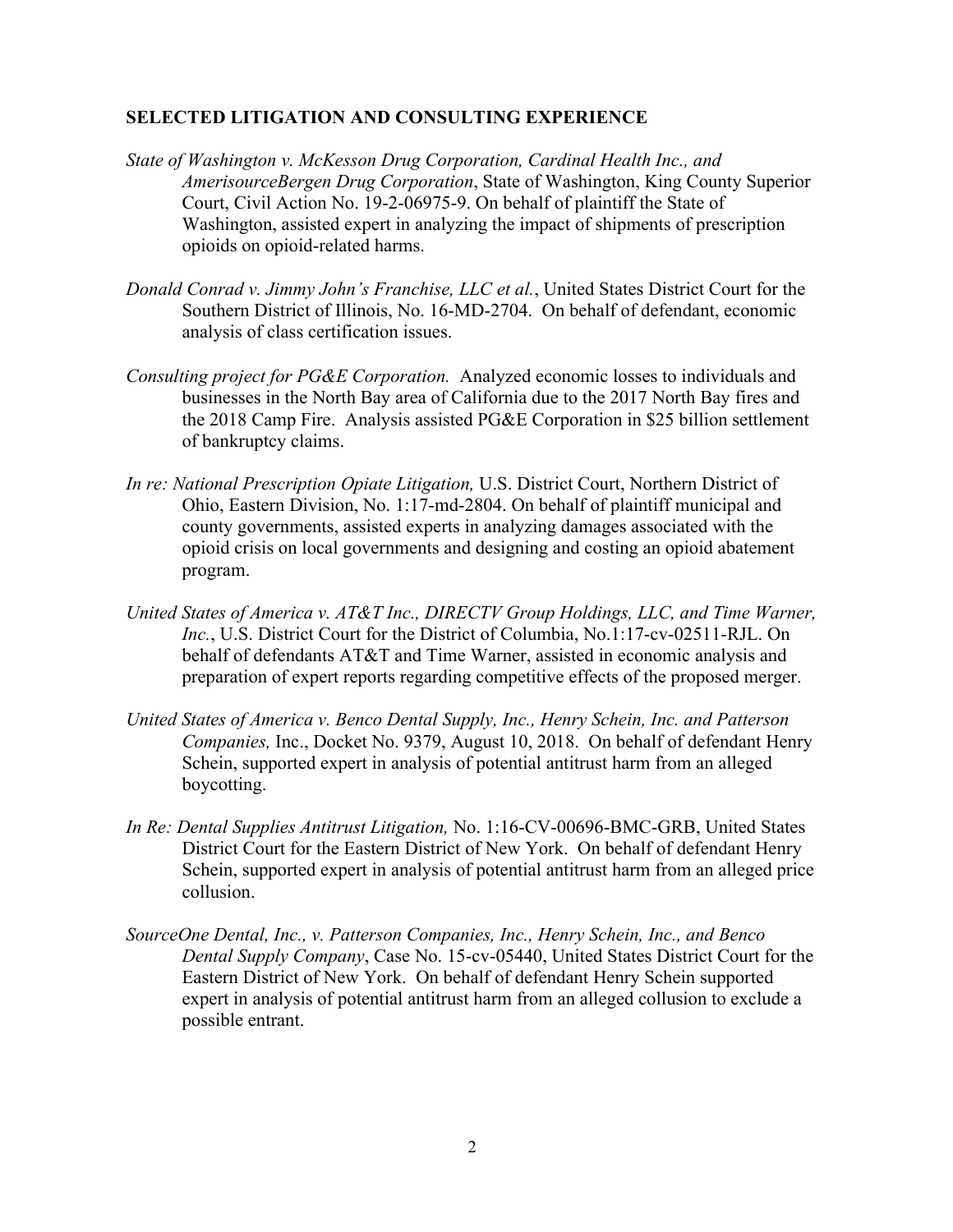**SELECTED LITIGATION AND CONSULTING EXPERIENCE**

*State of Washington v. McKesson Drug Corporation, Cardinal Health Inc., and AmerisourceBergen Drug Corporation*, State of Washington, King County Superior Court, Civil Action No. 19-2-06975-9. On behalf of plaintiff the State of Washington, assisted expert in analyzing the impact of shipments of prescription opioids on opioid-related harms.

*Donald Conrad v. Jimmy John's Franchise, LLC et al.*, United States District Court for the Southern District of Illinois, No. 16-MD-2704. On behalf of defendant, economic analysis of class certification issues.

*Consulting project for PG&E Corporation.* Analyzed economic losses to individuals and businesses in the North Bay area of California due to the 2017 North Bay fires and the 2018 Camp Fire. Analysis assisted PG&E Corporation in $25 billion settlement of bankruptcy claims.

*In re: National Prescription Opiate Litigation,* U.S. District Court, Northern District of Ohio, Eastern Division, No. 1:17-md-2804. On behalf of plaintiff municipal and county governments, assisted experts in analyzing damages associated with the opioid crisis on local governments and designing and costing an opioid abatement program.

*United States of America v. AT&T Inc., DIRECTV Group Holdings, LLC, and Time Warner, Inc.*, U.S. District Court for the District of Columbia, No.1:17-cv-02511-RJL. On behalf of defendants AT&T and Time Warner, assisted in economic analysis and preparation of expert reports regarding competitive effects of the proposed merger.

*United States of America v. Benco Dental Supply, Inc., Henry Schein, Inc. and Patterson Companies,* Inc., Docket No. 9379, August 10, 2018. On behalf of defendant Henry Schein, supported expert in analysis of potential antitrust harm from an alleged boycotting.

*In Re: Dental Supplies Antitrust Litigation,* No. 1:16-CV-00696-BMC-GRB, United States District Court for the Eastern District of New York. On behalf of defendant Henry Schein, supported expert in analysis of potential antitrust harm from an alleged price collusion.

*SourceOne Dental, Inc., v. Patterson Companies, Inc., Henry Schein, Inc., and Benco Dental Supply Company*, Case No. 15-cv-05440, United States District Court for the Eastern District of New York. On behalf of defendant Henry Schein supported expert in analysis of potential antitrust harm from an alleged collusion to exclude a possible entrant.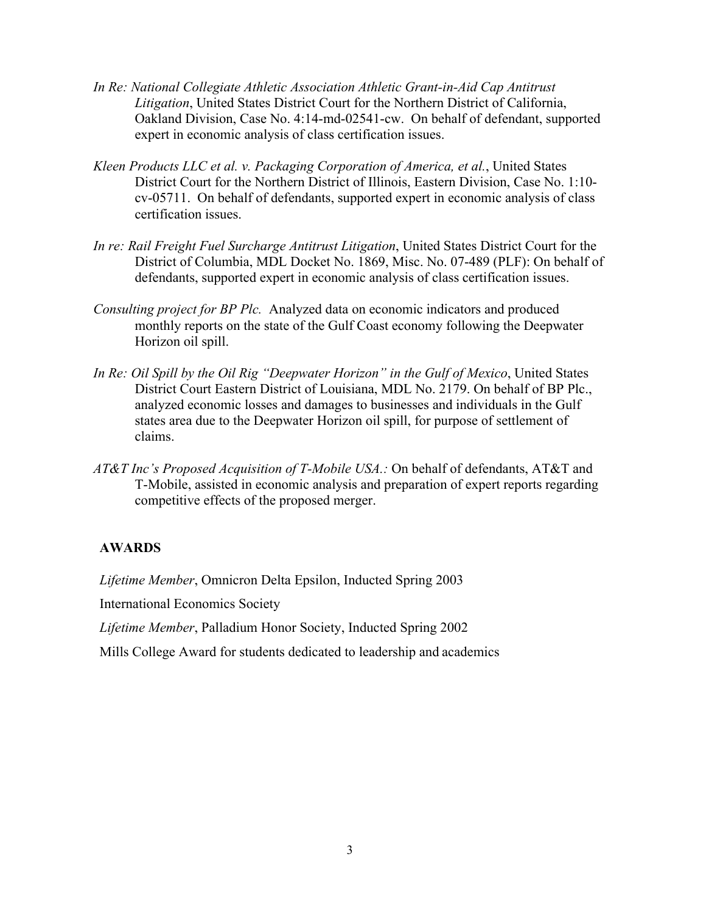*In Re: National Collegiate Athletic Association Athletic Grant-in-Aid Cap Antitrust Litigation*, United States District Court for the Northern District of California, Oakland Division, Case No. 4:14-md-02541-cw. On behalf of defendant, supported expert in economic analysis of class certification issues.

*Kleen Products LLC et al. v. Packaging Corporation of America, et al.*, United States District Court for the Northern District of Illinois, Eastern Division, Case No. 1:10-cv-05711. On behalf of defendants, supported expert in economic analysis of class certification issues.

*In re: Rail Freight Fuel Surcharge Antitrust Litigation*, United States District Court for the District of Columbia, MDL Docket No. 1869, Misc. No. 07-489 (PLF): On behalf of defendants, supported expert in economic analysis of class certification issues.

*Consulting project for BP Plc.* Analyzed data on economic indicators and produced monthly reports on the state of the Gulf Coast economy following the Deepwater Horizon oil spill.

*In Re: Oil Spill by the Oil Rig "Deepwater Horizon" in the Gulf of Mexico*, United States District Court Eastern District of Louisiana, MDL No. 2179. On behalf of BP Plc., analyzed economic losses and damages to businesses and individuals in the Gulf states area due to the Deepwater Horizon oil spill, for purpose of settlement of claims.

*AT&T Inc's Proposed Acquisition of T-Mobile USA.:* On behalf of defendants, AT&T and T-Mobile, assisted in economic analysis and preparation of expert reports regarding competitive effects of the proposed merger.

## AWARDS

*Lifetime Member*, Omnicron Delta Epsilon, Inducted Spring 2003

International Economics Society

*Lifetime Member*, Palladium Honor Society, Inducted Spring 2002

Mills College Award for students dedicated to leadership and academics